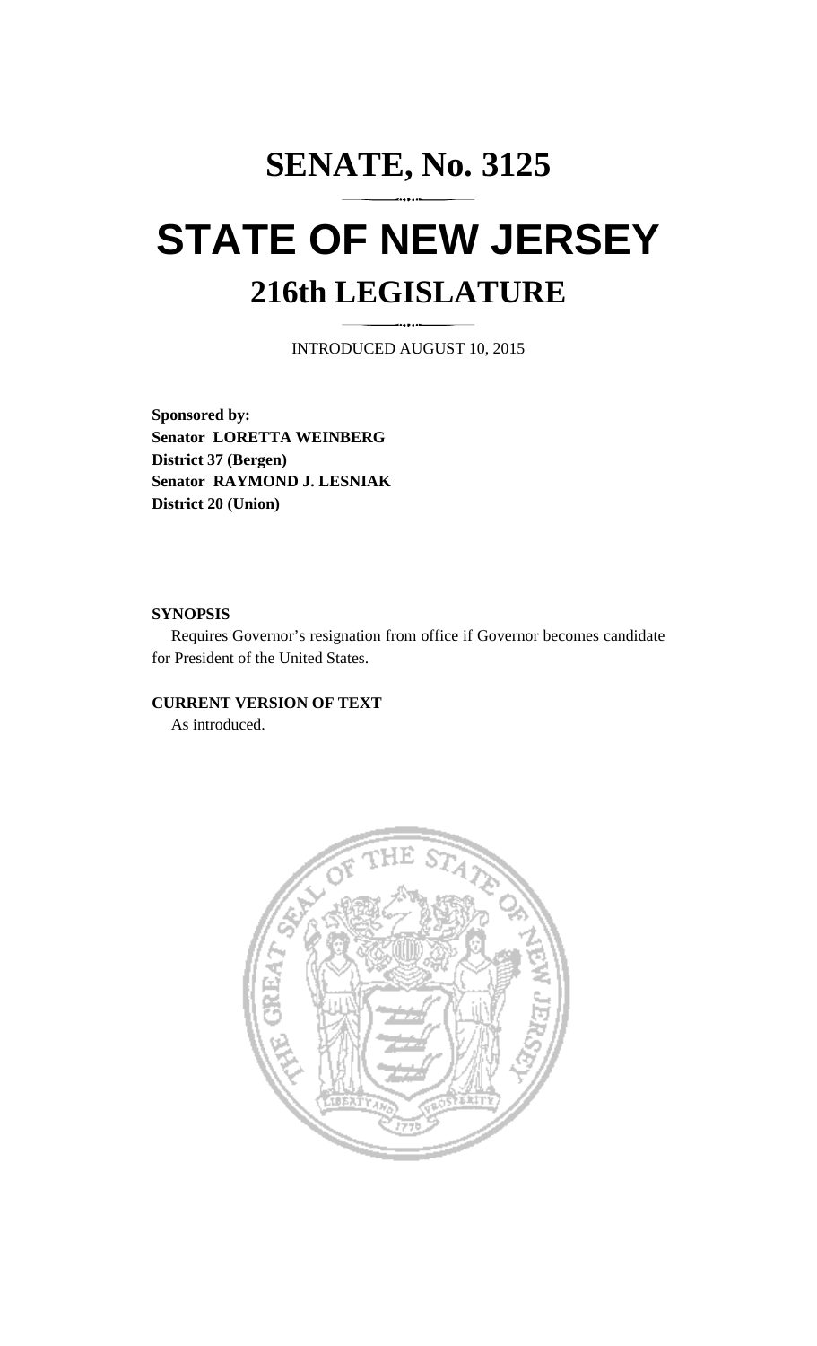# SENATE, No. 3125

# STATE OF NEW JERSEY

## 216th LEGISLATURE

INTRODUCED AUGUST 10, 2015

**Sponsored by:**
**Senator LORETTA WEINBERG**
**District 37 (Bergen)**
**Senator RAYMOND J. LESNIAK**
**District 20 (Union)**

**SYNOPSIS**

Requires Governor's resignation from office if Governor becomes candidate for President of the United States.

**CURRENT VERSION OF TEXT**

As introduced.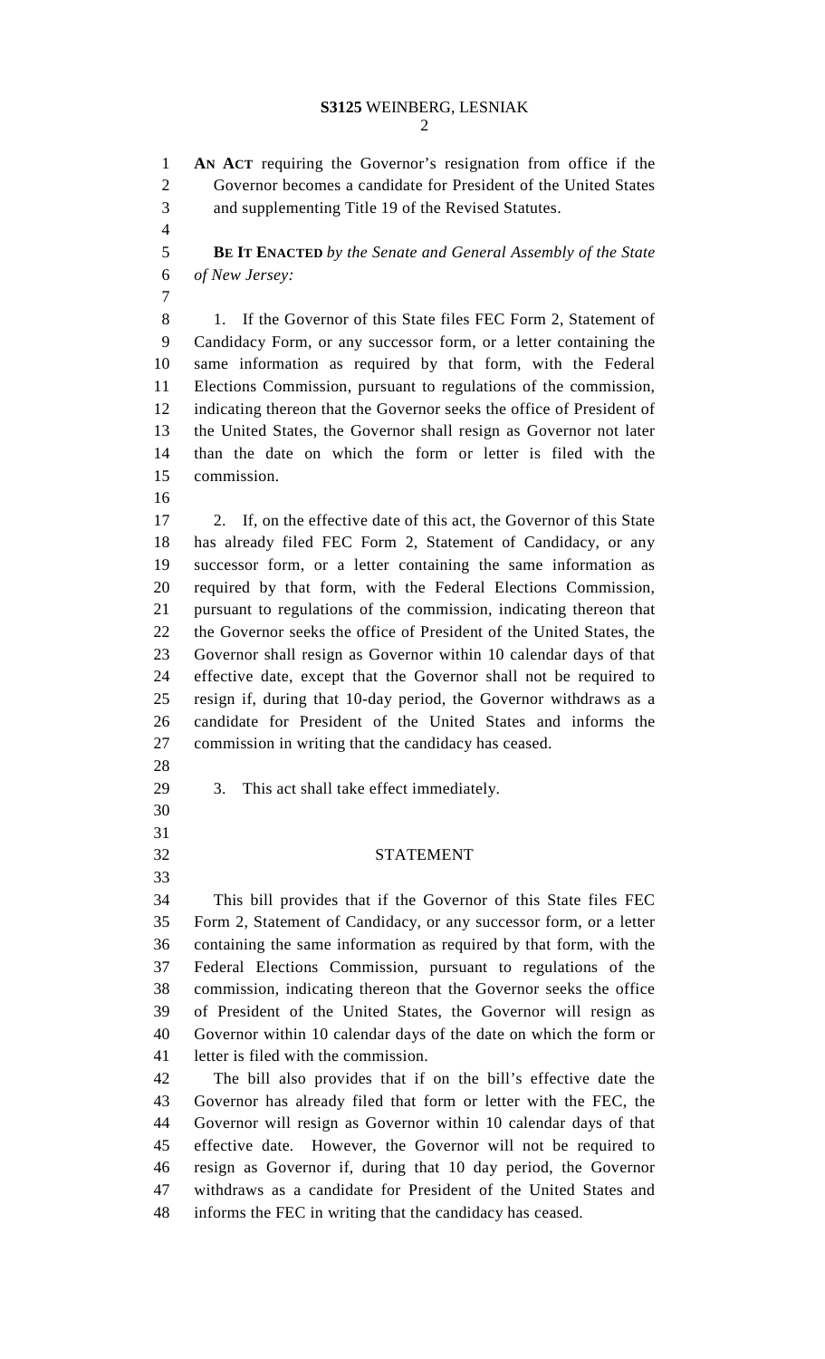**AN ACT** requiring the Governor's resignation from office if the Governor becomes a candidate for President of the United States and supplementing Title 19 of the Revised Statutes.

**BE IT ENACTED** *by the Senate and General Assembly of the State of New Jersey:*

1. If the Governor of this State files FEC Form 2, Statement of Candidacy Form, or any successor form, or a letter containing the same information as required by that form, with the Federal Elections Commission, pursuant to regulations of the commission, indicating thereon that the Governor seeks the office of President of the United States, the Governor shall resign as Governor not later than the date on which the form or letter is filed with the commission.

2. If, on the effective date of this act, the Governor of this State has already filed FEC Form 2, Statement of Candidacy, or any successor form, or a letter containing the same information as required by that form, with the Federal Elections Commission, pursuant to regulations of the commission, indicating thereon that the Governor seeks the office of President of the United States, the Governor shall resign as Governor within 10 calendar days of that effective date, except that the Governor shall not be required to resign if, during that 10-day period, the Governor withdraws as a candidate for President of the United States and informs the commission in writing that the candidacy has ceased.

3. This act shall take effect immediately.

## STATEMENT

This bill provides that if the Governor of this State files FEC Form 2, Statement of Candidacy, or any successor form, or a letter containing the same information as required by that form, with the Federal Elections Commission, pursuant to regulations of the commission, indicating thereon that the Governor seeks the office of President of the United States, the Governor will resign as Governor within 10 calendar days of the date on which the form or letter is filed with the commission.

The bill also provides that if on the bill's effective date the Governor has already filed that form or letter with the FEC, the Governor will resign as Governor within 10 calendar days of that effective date. However, the Governor will not be required to resign as Governor if, during that 10 day period, the Governor withdraws as a candidate for President of the United States and informs the FEC in writing that the candidacy has ceased.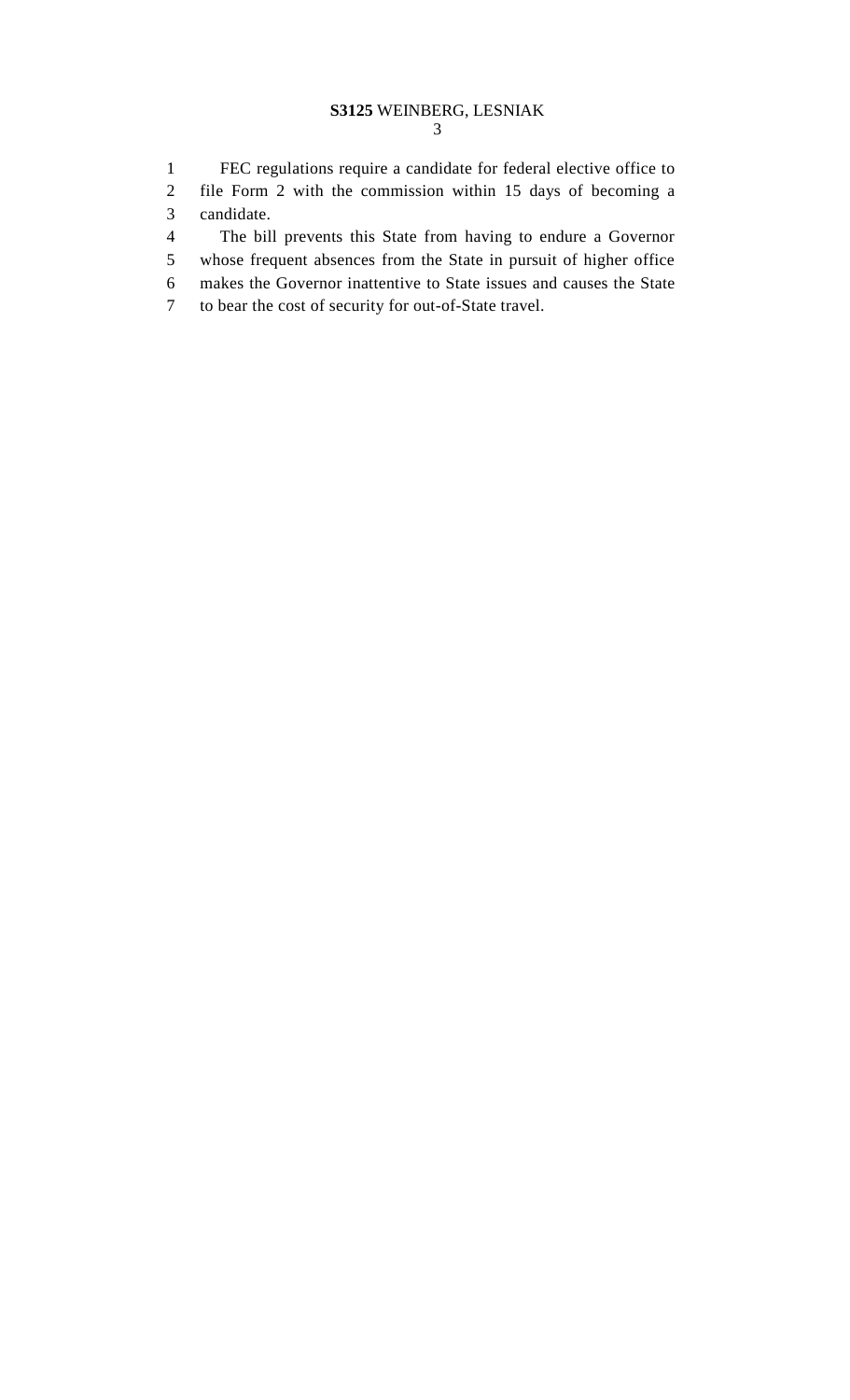FEC regulations require a candidate for federal elective office to file Form 2 with the commission within 15 days of becoming a candidate.

The bill prevents this State from having to endure a Governor whose frequent absences from the State in pursuit of higher office makes the Governor inattentive to State issues and causes the State to bear the cost of security for out-of-State travel.